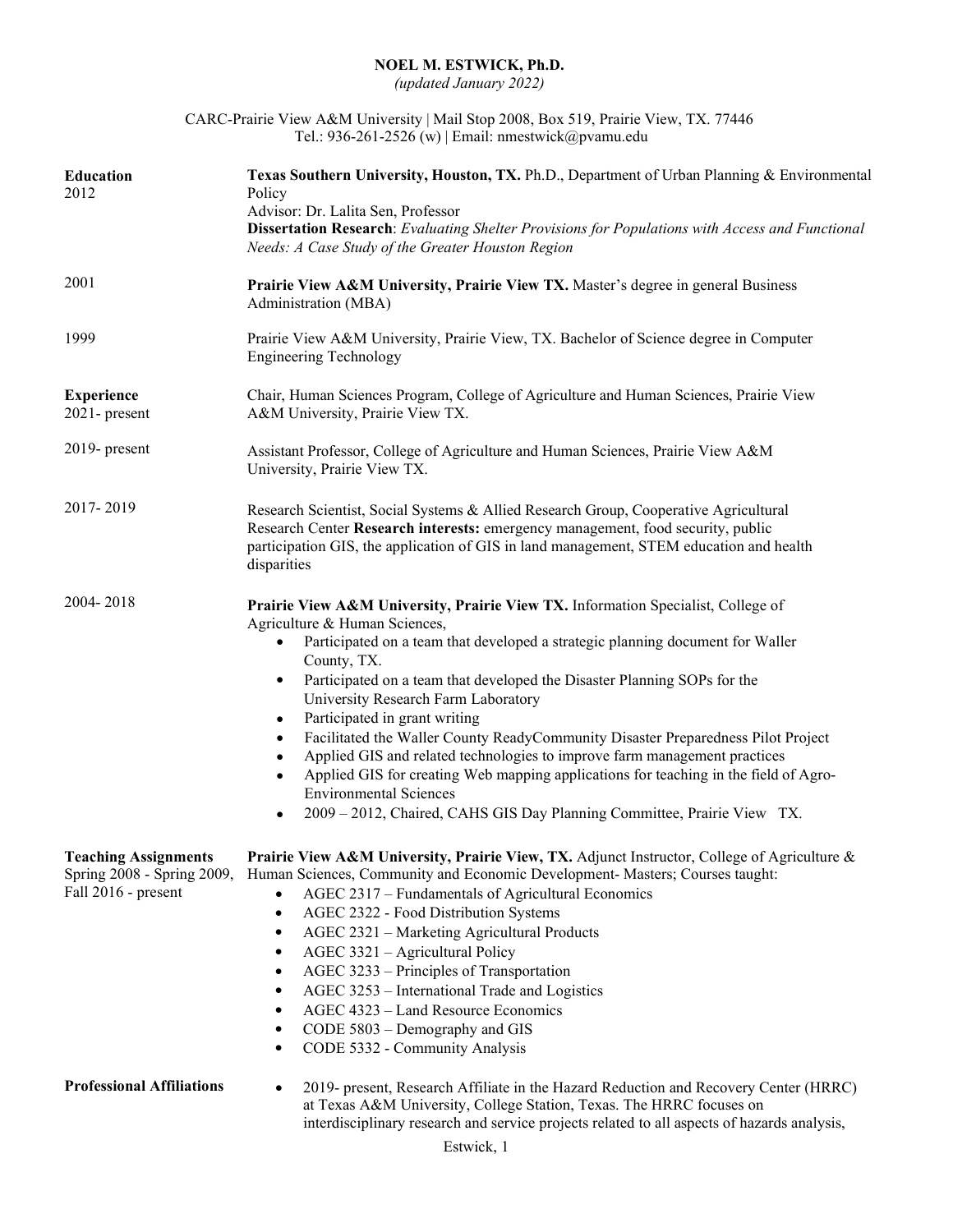# NOEL M. ESTWICK, Ph.D.

*(updated January 2022)*

CARC-Prairie View A&M University | Mail Stop 2008, Box 519, Prairie View, TX. 77446
Tel.: 936-261-2526 (w) | Email: nmestwick@pvamu.edu

## Education

**2012**
**Texas Southern University, Houston, TX.** Ph.D., Department of Urban Planning & Environmental Policy
Advisor: Dr. Lalita Sen, Professor
**Dissertation Research**: *Evaluating Shelter Provisions for Populations with Access and Functional Needs: A Case Study of the Greater Houston Region*

**2001**
**Prairie View A&M University, Prairie View TX.** Master's degree in general Business Administration (MBA)

**1999**
Prairie View A&M University, Prairie View, TX. Bachelor of Science degree in Computer Engineering Technology

## Experience

**2021- present**
Chair, Human Sciences Program, College of Agriculture and Human Sciences, Prairie View A&M University, Prairie View TX.

**2019- present**
Assistant Professor, College of Agriculture and Human Sciences, Prairie View A&M University, Prairie View TX.

**2017- 2019**
Research Scientist, Social Systems & Allied Research Group, Cooperative Agricultural Research Center **Research interests:** emergency management, food security, public participation GIS, the application of GIS in land management, STEM education and health disparities

**2004- 2018**
**Prairie View A&M University, Prairie View TX.** Information Specialist, College of Agriculture & Human Sciences,

- Participated on a team that developed a strategic planning document for Waller County, TX.
- Participated on a team that developed the Disaster Planning SOPs for the University Research Farm Laboratory
- Participated in grant writing
- Facilitated the Waller County ReadyCommunity Disaster Preparedness Pilot Project
- Applied GIS and related technologies to improve farm management practices
- Applied GIS for creating Web mapping applications for teaching in the field of Agro-Environmental Sciences
- 2009 – 2012, Chaired, CAHS GIS Day Planning Committee, Prairie View TX.

## Teaching Assignments

**Spring 2008 - Spring 2009, Fall 2016 - present**
**Prairie View A&M University, Prairie View, TX.** Adjunct Instructor, College of Agriculture & Human Sciences, Community and Economic Development- Masters; Courses taught:

- AGEC 2317 – Fundamentals of Agricultural Economics
- AGEC 2322 - Food Distribution Systems
- AGEC 2321 – Marketing Agricultural Products
- AGEC 3321 – Agricultural Policy
- AGEC 3233 – Principles of Transportation
- AGEC 3253 – International Trade and Logistics
- AGEC 4323 – Land Resource Economics
- CODE 5803 – Demography and GIS
- CODE 5332 - Community Analysis

## Professional Affiliations

- 2019- present, Research Affiliate in the Hazard Reduction and Recovery Center (HRRC) at Texas A&M University, College Station, Texas. The HRRC focuses on interdisciplinary research and service projects related to all aspects of hazards analysis,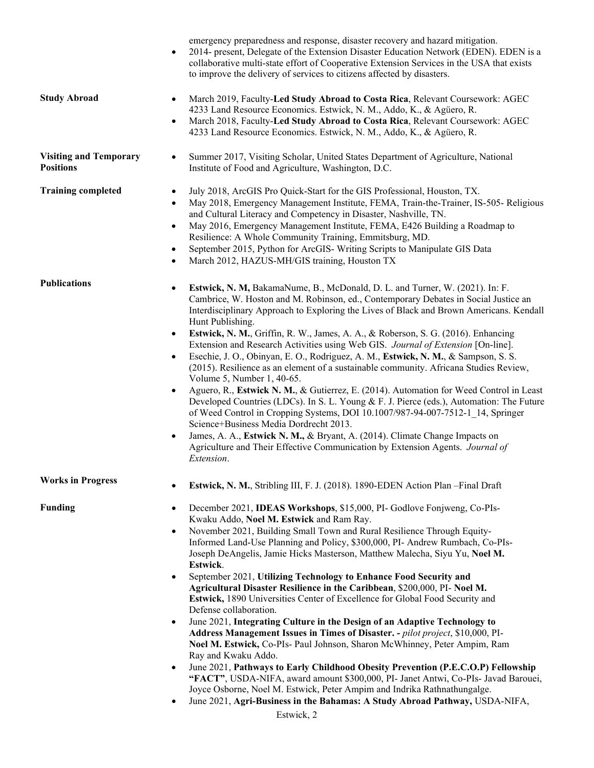emergency preparedness and response, disaster recovery and hazard mitigation.

- 2014- present, Delegate of the Extension Disaster Education Network (EDEN). EDEN is a collaborative multi-state effort of Cooperative Extension Services in the USA that exists to improve the delivery of services to citizens affected by disasters.

**Study Abroad**

- March 2019, Faculty-**Led Study Abroad to Costa Rica**, Relevant Coursework: AGEC 4233 Land Resource Economics. Estwick, N. M., Addo, K., & Agüero, R.
- March 2018, Faculty-**Led Study Abroad to Costa Rica**, Relevant Coursework: AGEC 4233 Land Resource Economics. Estwick, N. M., Addo, K., & Agüero, R.

**Visiting and Temporary Positions**

- Summer 2017, Visiting Scholar, United States Department of Agriculture, National Institute of Food and Agriculture, Washington, D.C.

**Training completed**

- July 2018, ArcGIS Pro Quick-Start for the GIS Professional, Houston, TX.
- May 2018, Emergency Management Institute, FEMA, Train-the-Trainer, IS-505- Religious and Cultural Literacy and Competency in Disaster, Nashville, TN.
- May 2016, Emergency Management Institute, FEMA, E426 Building a Roadmap to Resilience: A Whole Community Training, Emmitsburg, MD.
- September 2015, Python for ArcGIS- Writing Scripts to Manipulate GIS Data
- March 2012, HAZUS-MH/GIS training, Houston TX

**Publications**

- **Estwick, N. M,** BakamaNume, B., McDonald, D. L. and Turner, W. (2021). In: F. Cambrice, W. Hoston and M. Robinson, ed., Contemporary Debates in Social Justice an Interdisciplinary Approach to Exploring the Lives of Black and Brown Americans. Kendall Hunt Publishing.
- **Estwick, N. M.**, Griffin, R. W., James, A. A., & Roberson, S. G. (2016). Enhancing Extension and Research Activities using Web GIS. *Journal of Extension* [On-line].
- Esechie, J. O., Obinyan, E. O., Rodriguez, A. M., **Estwick, N. M.**, & Sampson, S. S. (2015). Resilience as an element of a sustainable community. Africana Studies Review, Volume 5, Number 1, 40-65.
- Aguero, R., **Estwick N. M.**, & Gutierrez, E. (2014). Automation for Weed Control in Least Developed Countries (LDCs). In S. L. Young & F. J. Pierce (eds.), Automation: The Future of Weed Control in Cropping Systems, DOI 10.1007/987-94-007-7512-1_14, Springer Science+Business Media Dordrecht 2013.
- James, A. A., **Estwick N. M.,** & Bryant, A. (2014). Climate Change Impacts on Agriculture and Their Effective Communication by Extension Agents. *Journal of Extension*.

**Works in Progress**

- **Estwick, N. M.**, Stribling III, F. J. (2018). 1890-EDEN Action Plan –Final Draft

**Funding**

- December 2021, **IDEAS Workshops**, $15,000, PI- Godlove Fonjweng, Co-PIs- Kwaku Addo, **Noel M. Estwick** and Ram Ray.
- November 2021, Building Small Town and Rural Resilience Through Equity-Informed Land-Use Planning and Policy, $300,000, PI- Andrew Rumbach, Co-PIs- Joseph DeAngelis, Jamie Hicks Masterson, Matthew Malecha, Siyu Yu, **Noel M. Estwick**.
- September 2021, **Utilizing Technology to Enhance Food Security and Agricultural Disaster Resilience in the Caribbean**, $200,000, PI- **Noel M. Estwick,** 1890 Universities Center of Excellence for Global Food Security and Defense collaboration.
- June 2021, **Integrating Culture in the Design of an Adaptive Technology to Address Management Issues in Times of Disaster. -** *pilot project*, $10,000, PI- **Noel M. Estwick,** Co-PIs- Paul Johnson, Sharon McWhinney, Peter Ampim, Ram Ray and Kwaku Addo.
- June 2021, **Pathways to Early Childhood Obesity Prevention (P.E.C.O.P) Fellowship "FACT"**, USDA-NIFA, award amount $300,000, PI- Janet Antwi, Co-PIs- Javad Barouei, Joyce Osborne, Noel M. Estwick, Peter Ampim and Indrika Rathnathungalge.
- June 2021, **Agri-Business in the Bahamas: A Study Abroad Pathway,** USDA-NIFA,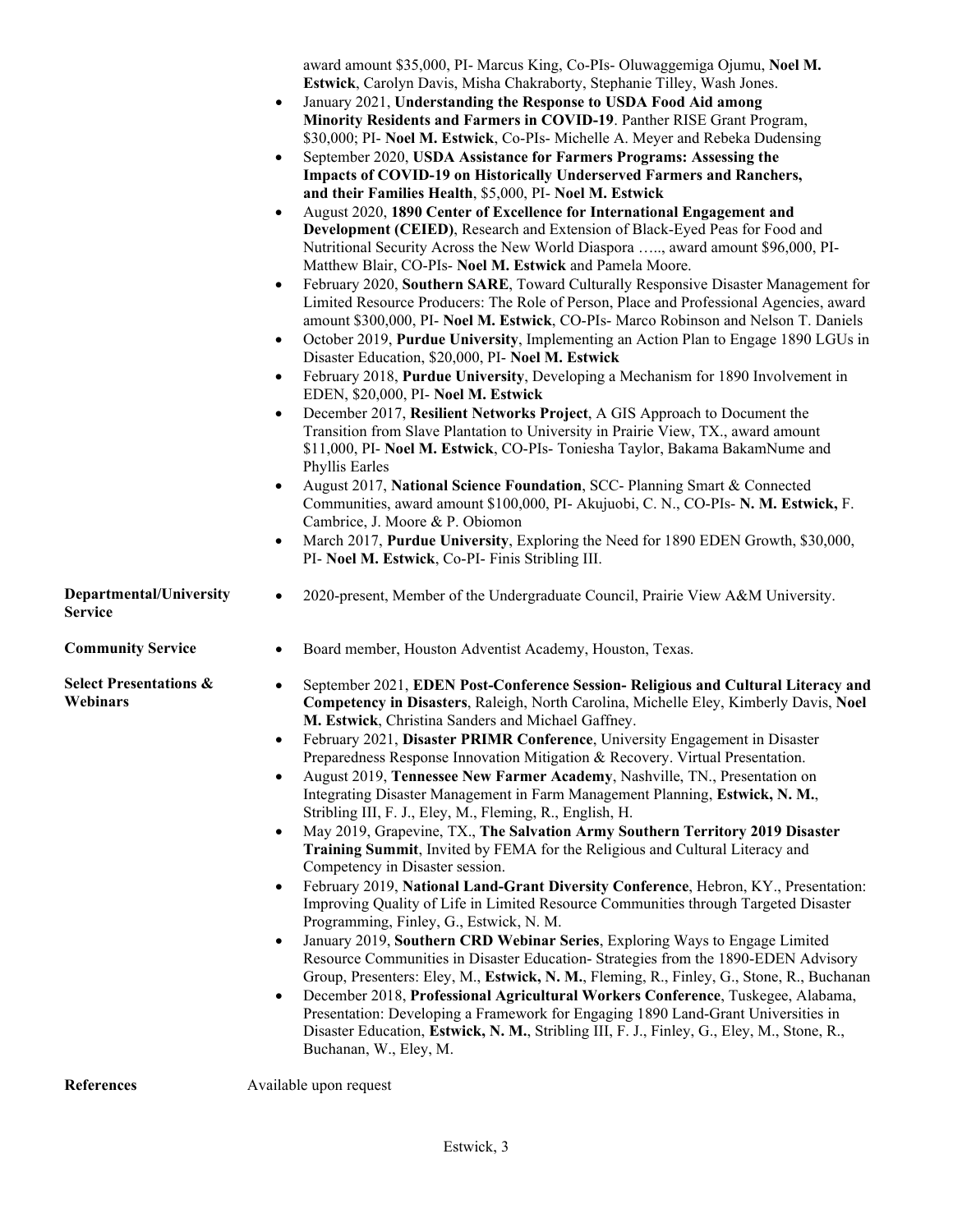award amount \$35,000, PI- Marcus King, Co-PIs- Oluwaggemiga Ojumu, **Noel M. Estwick**, Carolyn Davis, Misha Chakraborty, Stephanie Tilley, Wash Jones.

- January 2021, **Understanding the Response to USDA Food Aid among Minority Residents and Farmers in COVID-19**. Panther RISE Grant Program, \$30,000; PI- **Noel M. Estwick**, Co-PIs- Michelle A. Meyer and Rebeka Dudensing
- September 2020, **USDA Assistance for Farmers Programs: Assessing the Impacts of COVID-19 on Historically Underserved Farmers and Ranchers, and their Families Health**, \$5,000, PI- **Noel M. Estwick**
- August 2020, **1890 Center of Excellence for International Engagement and Development (CEIED)**, Research and Extension of Black-Eyed Peas for Food and Nutritional Security Across the New World Diaspora ….., award amount \$96,000, PI- Matthew Blair, CO-PIs- **Noel M. Estwick** and Pamela Moore.
- February 2020, **Southern SARE**, Toward Culturally Responsive Disaster Management for Limited Resource Producers: The Role of Person, Place and Professional Agencies, award amount \$300,000, PI- **Noel M. Estwick**, CO-PIs- Marco Robinson and Nelson T. Daniels
- October 2019, **Purdue University**, Implementing an Action Plan to Engage 1890 LGUs in Disaster Education, \$20,000, PI- **Noel M. Estwick**
- February 2018, **Purdue University**, Developing a Mechanism for 1890 Involvement in EDEN, \$20,000, PI- **Noel M. Estwick**
- December 2017, **Resilient Networks Project**, A GIS Approach to Document the Transition from Slave Plantation to University in Prairie View, TX., award amount \$11,000, PI- **Noel M. Estwick**, CO-PIs- Toniesha Taylor, Bakama BakamNume and Phyllis Earles
- August 2017, **National Science Foundation**, SCC- Planning Smart & Connected Communities, award amount \$100,000, PI- Akujuobi, C. N., CO-PIs- **N. M. Estwick,** F. Cambrice, J. Moore & P. Obiomon
- March 2017, **Purdue University**, Exploring the Need for 1890 EDEN Growth, \$30,000, PI- **Noel M. Estwick**, Co-PI- Finis Stribling III.

**Departmental/University Service**

- 2020-present, Member of the Undergraduate Council, Prairie View A&M University.

**Community Service**

- Board member, Houston Adventist Academy, Houston, Texas.

**Select Presentations & Webinars**

- September 2021, **EDEN Post-Conference Session- Religious and Cultural Literacy and Competency in Disasters**, Raleigh, North Carolina, Michelle Eley, Kimberly Davis, **Noel M. Estwick**, Christina Sanders and Michael Gaffney.
- February 2021, **Disaster PRIMR Conference**, University Engagement in Disaster Preparedness Response Innovation Mitigation & Recovery. Virtual Presentation.
- August 2019, **Tennessee New Farmer Academy**, Nashville, TN., Presentation on Integrating Disaster Management in Farm Management Planning, **Estwick, N. M.**, Stribling III, F. J., Eley, M., Fleming, R., English, H.
- May 2019, Grapevine, TX., **The Salvation Army Southern Territory 2019 Disaster Training Summit**, Invited by FEMA for the Religious and Cultural Literacy and Competency in Disaster session.
- February 2019, **National Land-Grant Diversity Conference**, Hebron, KY., Presentation: Improving Quality of Life in Limited Resource Communities through Targeted Disaster Programming, Finley, G., Estwick, N. M.
- January 2019, **Southern CRD Webinar Series**, Exploring Ways to Engage Limited Resource Communities in Disaster Education- Strategies from the 1890-EDEN Advisory Group, Presenters: Eley, M., **Estwick, N. M.**, Fleming, R., Finley, G., Stone, R., Buchanan
- December 2018, **Professional Agricultural Workers Conference**, Tuskegee, Alabama, Presentation: Developing a Framework for Engaging 1890 Land-Grant Universities in Disaster Education, **Estwick, N. M.**, Stribling III, F. J., Finley, G., Eley, M., Stone, R., Buchanan, W., Eley, M.

**References** Available upon request